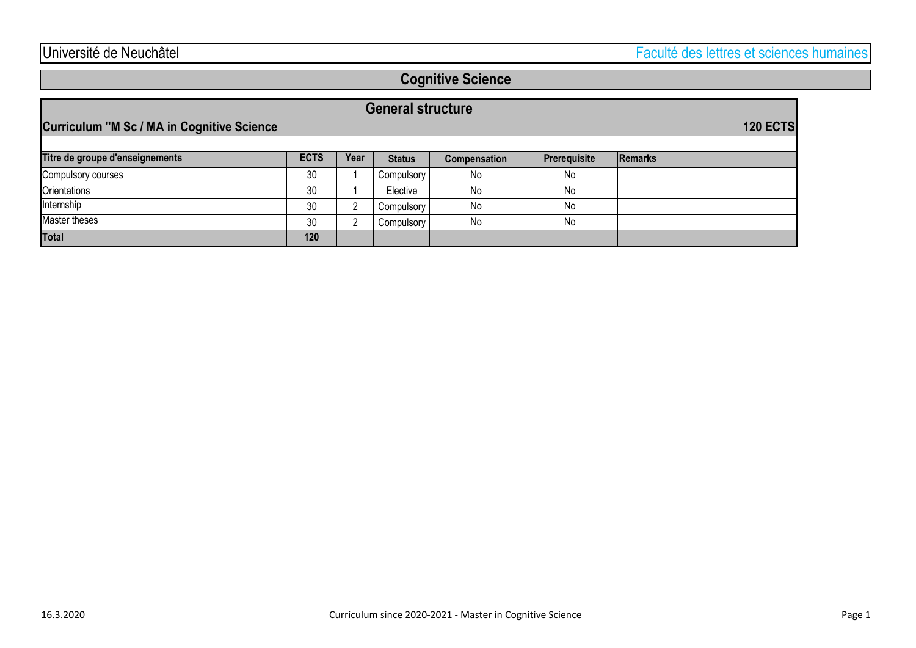Université de Neuchâtel

Faculté des lettres et sciences humaines

# Cognitive Science

## General structure

**Curriculum "M Sc / MA in Cognitive Science** **120 ECTS**

| Titre de groupe d'enseignements | ECTS | Year | Status | Compensation | Prerequisite | Remarks |
|---|---|---|---|---|---|---|
| Compulsory courses | 30 | 1 | Compulsory | No | No | |
| Orientations | 30 | 1 | Elective | No | No | |
| Internship | 30 | 2 | Compulsory | No | No | |
| Master theses | 30 | 2 | Compulsory | No | No | |
| **Total** | **120** | | | | | |

16.3.2020 Curriculum since 2020-2021 - Master in Cognitive Science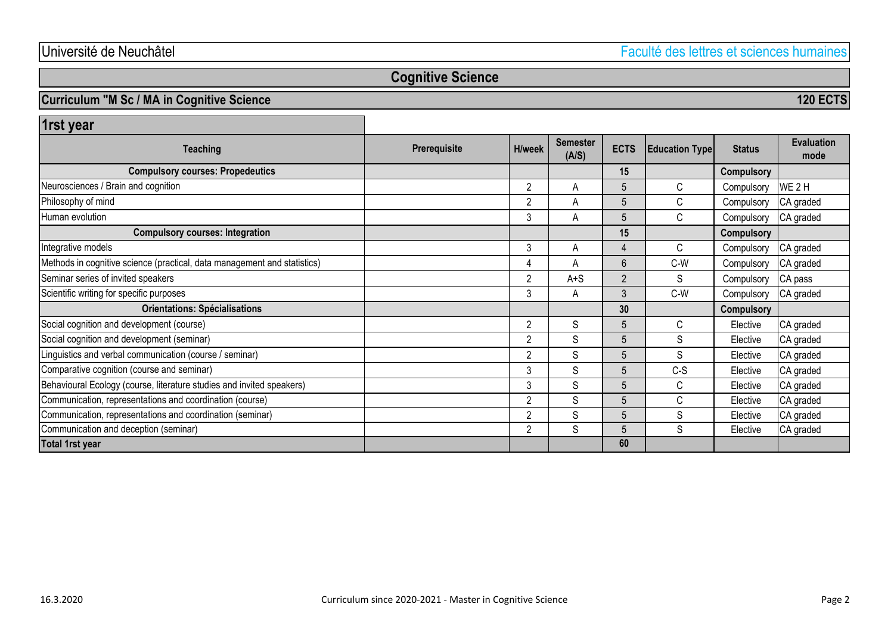Université de Neuchâtel — Faculté des lettres et sciences humaines

# Cognitive Science

## Curriculum "M Sc / MA in Cognitive Science — 120 ECTS

### 1rst year

| Teaching | Prerequisite | H/week | Semester (A/S) | ECTS | Education Type | Status | Evaluation mode |
|---|---|---|---|---|---|---|---|
| **Compulsory courses: Propedeutics** | | | | **15** | | **Compulsory** | |
| Neurosciences / Brain and cognition | | 2 | A | 5 | C | Compulsory | WE 2 H |
| Philosophy of mind | | 2 | A | 5 | C | Compulsory | CA graded |
| Human evolution | | 3 | A | 5 | C | Compulsory | CA graded |
| **Compulsory courses: Integration** | | | | **15** | | **Compulsory** | |
| Integrative models | | 3 | A | 4 | C | Compulsory | CA graded |
| Methods in cognitive science (practical, data management and statistics) | | 4 | A | 6 | C-W | Compulsory | CA graded |
| Seminar series of invited speakers | | 2 | A+S | 2 | S | Compulsory | CA pass |
| Scientific writing for specific purposes | | 3 | A | 3 | C-W | Compulsory | CA graded |
| **Orientations: Spécialisations** | | | | **30** | | **Compulsory** | |
| Social cognition and development (course) | | 2 | S | 5 | C | Elective | CA graded |
| Social cognition and development (seminar) | | 2 | S | 5 | S | Elective | CA graded |
| Linguistics and verbal communication (course / seminar) | | 2 | S | 5 | S | Elective | CA graded |
| Comparative cognition (course and seminar) | | 3 | S | 5 | C-S | Elective | CA graded |
| Behavioural Ecology (course, literature studies and invited speakers) | | 3 | S | 5 | C | Elective | CA graded |
| Communication, representations and coordination (course) | | 2 | S | 5 | C | Elective | CA graded |
| Communication, representations and coordination (seminar) | | 2 | S | 5 | S | Elective | CA graded |
| Communication and deception (seminar) | | 2 | S | 5 | S | Elective | CA graded |
| **Total 1rst year** | | | | **60** | | | |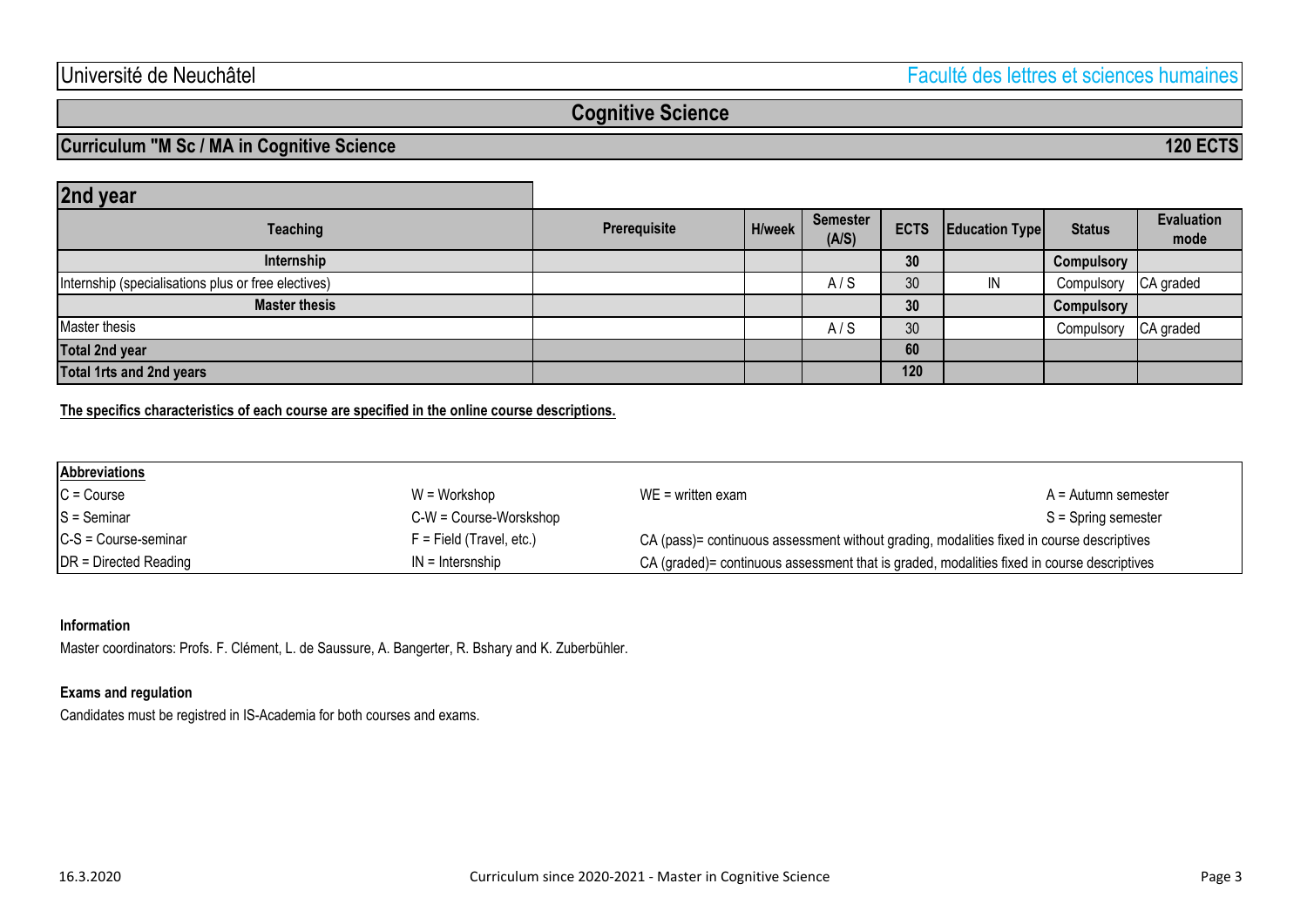Université de Neuchâtel

Faculté des lettres et sciences humaines

# Cognitive Science

## Curriculum "M Sc / MA in Cognitive Science — 120 ECTS

### 2nd year

| Teaching | Prerequisite | H/week | Semester (A/S) | ECTS | Education Type | Status | Evaluation mode |
|---|---|---|---|---|---|---|---|
| **Internship** | | | | **30** | | **Compulsory** | |
| Internship (specialisations plus or free electives) | | | A / S | 30 | IN | Compulsory | CA graded |
| **Master thesis** | | | | **30** | | **Compulsory** | |
| Master thesis | | | A / S | 30 | | Compulsory | CA graded |
| **Total 2nd year** | | | | **60** | | | |
| **Total 1rts and 2nd years** | | | | **120** | | | |

**The specifics characteristics of each course are specified in the online course descriptions.**

| **Abbreviations** | | | |
|---|---|---|---|
| C = Course | W = Workshop | WE = written exam | A = Autumn semester |
| S = Seminar | C-W = Course-Worskshop | | S = Spring semester |
| C-S = Course-seminar | F = Field (Travel, etc.) | CA (pass)= continuous assessment without grading, modalities fixed in course descriptives | |
| DR = Directed Reading | IN = Intersnship | CA (graded)= continuous assessment that is graded, modalities fixed in course descriptives | |

**Information**

Master coordinators: Profs. F. Clément, L. de Saussure, A. Bangerter, R. Bshary and K. Zuberbühler.

**Exams and regulation**

Candidates must be registred in IS-Academia for both courses and exams.